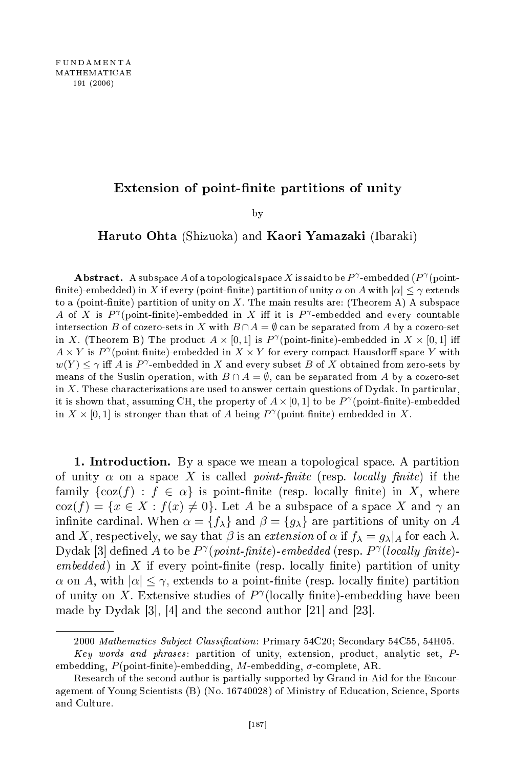FUNDAMENTA MATHEMATICAE 191 (2006)

# Extension of point-finite partitions of unity

by

**Haruto Ohta** (Shizuoka) and **Kaori Yamazaki** (Ibaraki)

**Abstract.** A subspace $A$ of a topological space $X$ is said to be $P^\gamma$-embedded ($P^\gamma$(point-finite)-embedded) in $X$ if every (point-finite) partition of unity $\alpha$ on $A$ with $|\alpha| \le \gamma$ extends to a (point-finite) partition of unity on $X$. The main results are: (Theorem A) A subspace $A$ of $X$ is $P^\gamma$(point-finite)-embedded in $X$ iff it is $P^\gamma$-embedded and every countable intersection $B$ of cozero-sets in $X$ with $B \cap A = \emptyset$ can be separated from $A$ by a cozero-set in $X$. (Theorem B) The product $A \times [0,1]$ is $P^\gamma$(point-finite)-embedded in $X \times [0,1]$ iff $A \times Y$ is $P^\gamma$(point-finite)-embedded in $X \times Y$ for every compact Hausdorff space $Y$ with $w(Y) \le \gamma$ iff $A$ is $P^\gamma$-embedded in $X$ and every subset $B$ of $X$ obtained from zero-sets by means of the Suslin operation, with $B \cap A = \emptyset$, can be separated from $A$ by a cozero-set in $X$. These characterizations are used to answer certain questions of Dydak. In particular, it is shown that, assuming CH, the property of $A \times [0,1]$ to be $P^\gamma$(point-finite)-embedded in $X \times [0,1]$ is stronger than that of $A$ being $P^\gamma$(point-finite)-embedded in $X$.

## 1. Introduction.

By a space we mean a topological space. A partition of unity $\alpha$ on a space $X$ is called *point-finite* (resp. *locally finite*) if the family $\{\operatorname{coz}(f) : f \in \alpha\}$ is point-finite (resp. locally finite) in $X$, where $\operatorname{coz}(f) = \{x \in X : f(x) \neq 0\}$. Let $A$ be a subspace of a space $X$ and $\gamma$ an infinite cardinal. When $\alpha = \{f_\lambda\}$ and $\beta = \{g_\lambda\}$ are partitions of unity on $A$ and $X$, respectively, we say that $\beta$ is an *extension* of $\alpha$ if $f_\lambda = g_\lambda|_A$ for each $\lambda$. Dydak [3] defined $A$ to be *$P^\gamma$(point-finite)-embedded* (resp. *$P^\gamma$(locally finite)-embedded*) in $X$ if every point-finite (resp. locally finite) partition of unity $\alpha$ on $A$, with $|\alpha| \le \gamma$, extends to a point-finite (resp. locally finite) partition of unity on $X$. Extensive studies of $P^\gamma$(locally finite)-embedding have been made by Dydak [3], [4] and the second author [21] and [23].

---

2000 *Mathematics Subject Classification*: Primary 54C20; Secondary 54C55, 54H05.

*Key words and phrases*: partition of unity, extension, product, analytic set, $P$-embedding, $P$(point-finite)-embedding, $M$-embedding, $\sigma$-complete, AR.

Research of the second author is partially supported by Grand-in-Aid for the Encouragement of Young Scientists (B) (No. 16740028) of Ministry of Education, Science, Sports and Culture.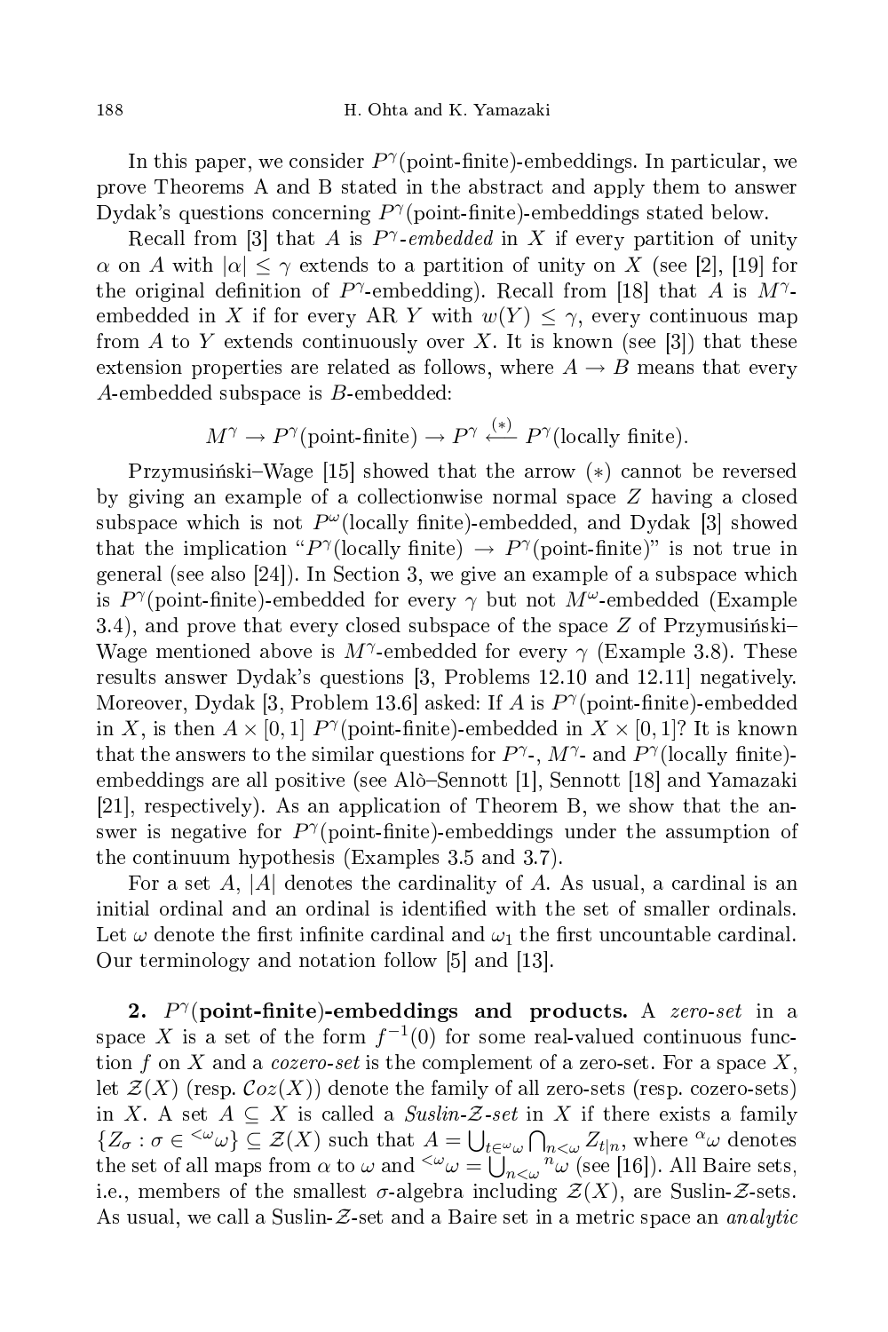In this paper, we consider $P^\gamma$(point-finite)-embeddings. In particular, we prove Theorems A and B stated in the abstract and apply them to answer Dydak's questions concerning $P^\gamma$(point-finite)-embeddings stated below.

Recall from [3] that $A$ is *$P^\gamma$-embedded* in $X$ if every partition of unity $\alpha$ on $A$ with $|\alpha| \le \gamma$ extends to a partition of unity on $X$ (see [2], [19] for the original definition of $P^\gamma$-embedding). Recall from [18] that $A$ is $M^\gamma$-embedded in $X$ if for every AR $Y$ with $w(Y) \le \gamma$, every continuous map from $A$ to $Y$ extends continuously over $X$. It is known (see [3]) that these extension properties are related as follows, where $A \to B$ means that every $A$-embedded subspace is $B$-embedded:

$$M^\gamma \to P^\gamma(\text{point-finite}) \to P^\gamma \overset{(*)}{\longleftarrow} P^\gamma(\text{locally finite}).$$

Przymusiński–Wage [15] showed that the arrow $(*)$ cannot be reversed by giving an example of a collectionwise normal space $Z$ having a closed subspace which is not $P^\omega$(locally finite)-embedded, and Dydak [3] showed that the implication "$P^\gamma$(locally finite) $\to$ $P^\gamma$(point-finite)" is not true in general (see also [24]). In Section 3, we give an example of a subspace which is $P^\gamma$(point-finite)-embedded for every $\gamma$ but not $M^\omega$-embedded (Example 3.4), and prove that every closed subspace of the space $Z$ of Przymusiński–Wage mentioned above is $M^\gamma$-embedded for every $\gamma$ (Example 3.8). These results answer Dydak's questions [3, Problems 12.10 and 12.11] negatively. Moreover, Dydak [3, Problem 13.6] asked: If $A$ is $P^\gamma$(point-finite)-embedded in $X$, is then $A \times [0,1]$ $P^\gamma$(point-finite)-embedded in $X \times [0,1]$? It is known that the answers to the similar questions for $P^\gamma$-, $M^\gamma$- and $P^\gamma$(locally finite)-embeddings are all positive (see Alò–Sennott [1], Sennott [18] and Yamazaki [21], respectively). As an application of Theorem B, we show that the answer is negative for $P^\gamma$(point-finite)-embeddings under the assumption of the continuum hypothesis (Examples 3.5 and 3.7).

For a set $A$, $|A|$ denotes the cardinality of $A$. As usual, a cardinal is an initial ordinal and an ordinal is identified with the set of smaller ordinals. Let $\omega$ denote the first infinite cardinal and $\omega_1$ the first uncountable cardinal. Our terminology and notation follow [5] and [13].

## 2. $P^\gamma$(point-finite)-embeddings and products.

A *zero-set* in a space $X$ is a set of the form $f^{-1}(0)$ for some real-valued continuous function $f$ on $X$ and a *cozero-set* is the complement of a zero-set. For a space $X$, let $\mathcal{Z}(X)$ (resp. $\mathcal{C}oz(X)$) denote the family of all zero-sets (resp. cozero-sets) in $X$. A set $A \subseteq X$ is called a *Suslin-$\mathcal{Z}$-set* in $X$ if there exists a family $\{Z_\sigma : \sigma \in {}^{<\omega}\omega\} \subseteq \mathcal{Z}(X)$ such that $A = \bigcup_{t \in {}^\omega\omega} \bigcap_{n<\omega} Z_{t|n}$, where ${}^\alpha\omega$ denotes the set of all maps from $\alpha$ to $\omega$ and ${}^{<\omega}\omega = \bigcup_{n<\omega} {}^n\omega$ (see [16]). All Baire sets, i.e., members of the smallest $\sigma$-algebra including $\mathcal{Z}(X)$, are Suslin-$\mathcal{Z}$-sets. As usual, we call a Suslin-$\mathcal{Z}$-set and a Baire set in a metric space an *analytic*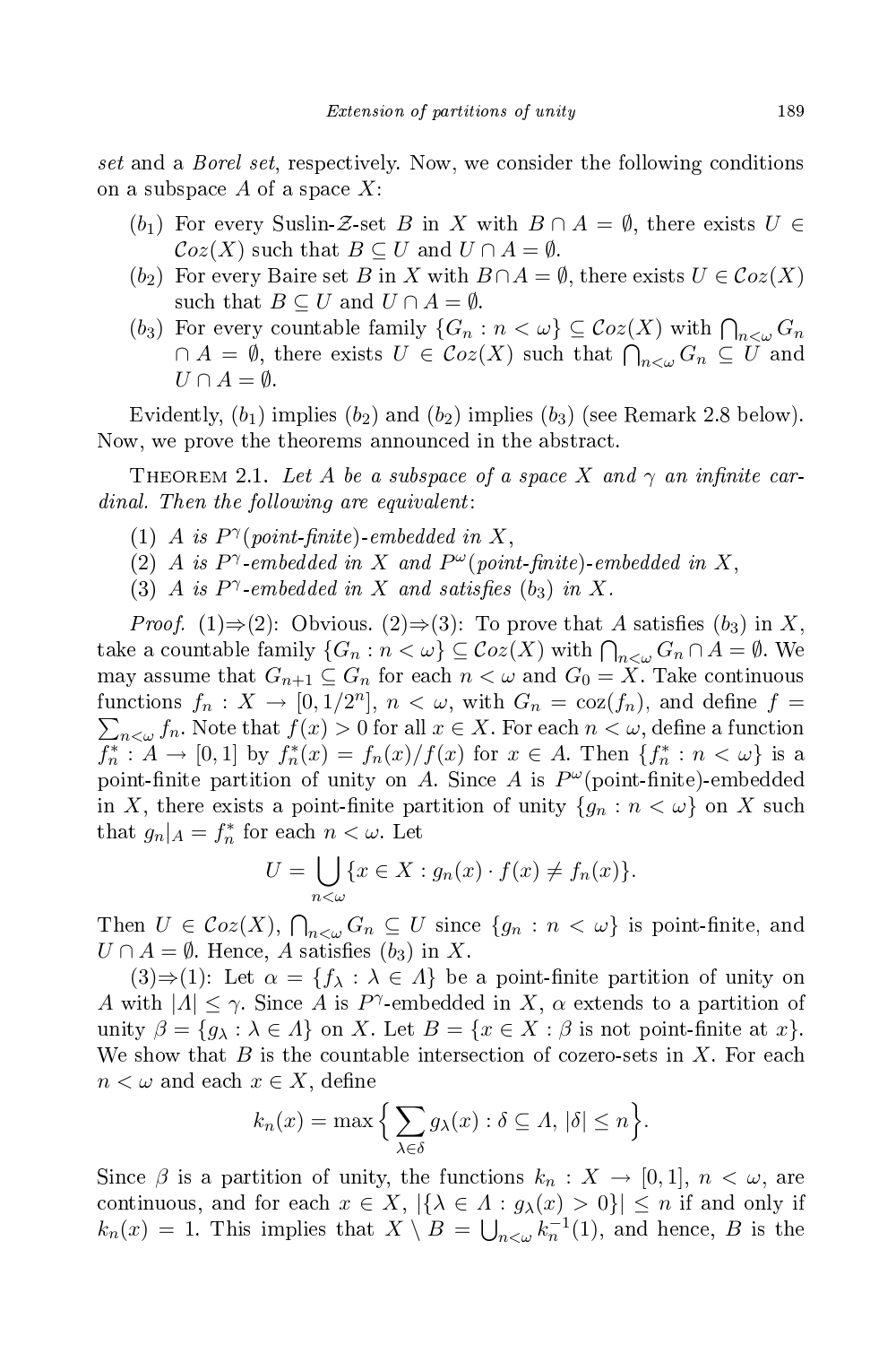set and a *Borel set*, respectively. Now, we consider the following conditions on a subspace $A$ of a space $X$:

- ($b_1$) For every Suslin-$\mathcal{Z}$-set $B$ in $X$ with $B \cap A = \emptyset$, there exists $U \in \mathcal{C}oz(X)$ such that $B \subseteq U$ and $U \cap A = \emptyset$.
- ($b_2$) For every Baire set $B$ in $X$ with $B \cap A = \emptyset$, there exists $U \in \mathcal{C}oz(X)$ such that $B \subseteq U$ and $U \cap A = \emptyset$.
- ($b_3$) For every countable family $\{G_n : n < \omega\} \subseteq \mathcal{C}oz(X)$ with $\bigcap_{n<\omega} G_n \cap A = \emptyset$, there exists $U \in \mathcal{C}oz(X)$ such that $\bigcap_{n<\omega} G_n \subseteq U$ and $U \cap A = \emptyset$.

Evidently, ($b_1$) implies ($b_2$) and ($b_2$) implies ($b_3$) (see Remark 2.8 below). Now, we prove the theorems announced in the abstract.

THEOREM 2.1. *Let $A$ be a subspace of a space $X$ and $\gamma$ an infinite cardinal. Then the following are equivalent*:

1. *$A$ is $P^\gamma$(point-finite)-embedded in $X$*,
2. *$A$ is $P^\gamma$-embedded in $X$ and $P^\omega$(point-finite)-embedded in $X$*,
3. *$A$ is $P^\gamma$-embedded in $X$ and satisfies ($b_3$) in $X$.*

*Proof.* (1)$\Rightarrow$(2): Obvious. (2)$\Rightarrow$(3): To prove that $A$ satisfies ($b_3$) in $X$, take a countable family $\{G_n : n < \omega\} \subseteq \mathcal{C}oz(X)$ with $\bigcap_{n<\omega} G_n \cap A = \emptyset$. We may assume that $G_{n+1} \subseteq G_n$ for each $n < \omega$ and $G_0 = X$. Take continuous functions $f_n : X \to [0, 1/2^n]$, $n < \omega$, with $G_n = \operatorname{coz}(f_n)$, and define $f = \sum_{n<\omega} f_n$. Note that $f(x) > 0$ for all $x \in X$. For each $n < \omega$, define a function $f_n^* : A \to [0,1]$ by $f_n^*(x) = f_n(x)/f(x)$ for $x \in A$. Then $\{f_n^* : n < \omega\}$ is a point-finite partition of unity on $A$. Since $A$ is $P^\omega$(point-finite)-embedded in $X$, there exists a point-finite partition of unity $\{g_n : n < \omega\}$ on $X$ such that $g_n|_A = f_n^*$ for each $n < \omega$. Let

$$U = \bigcup_{n<\omega} \{x \in X : g_n(x) \cdot f(x) \neq f_n(x)\}.$$

Then $U \in \mathcal{C}oz(X)$, $\bigcap_{n<\omega} G_n \subseteq U$ since $\{g_n : n < \omega\}$ is point-finite, and $U \cap A = \emptyset$. Hence, $A$ satisfies ($b_3$) in $X$.

(3)$\Rightarrow$(1): Let $\alpha = \{f_\lambda : \lambda \in \Lambda\}$ be a point-finite partition of unity on $A$ with $|\Lambda| \leq \gamma$. Since $A$ is $P^\gamma$-embedded in $X$, $\alpha$ extends to a partition of unity $\beta = \{g_\lambda : \lambda \in \Lambda\}$ on $X$. Let $B = \{x \in X : \beta \text{ is not point-finite at } x\}$. We show that $B$ is the countable intersection of cozero-sets in $X$. For each $n < \omega$ and each $x \in X$, define

$$k_n(x) = \max\Big\{\sum_{\lambda\in\delta} g_\lambda(x) : \delta \subseteq \Lambda,\ |\delta| \leq n\Big\}.$$

Since $\beta$ is a partition of unity, the functions $k_n : X \to [0,1]$, $n < \omega$, are continuous, and for each $x \in X$, $|\{\lambda \in \Lambda : g_\lambda(x) > 0\}| \leq n$ if and only if $k_n(x) = 1$. This implies that $X \setminus B = \bigcup_{n<\omega} k_n^{-1}(1)$, and hence, $B$ is the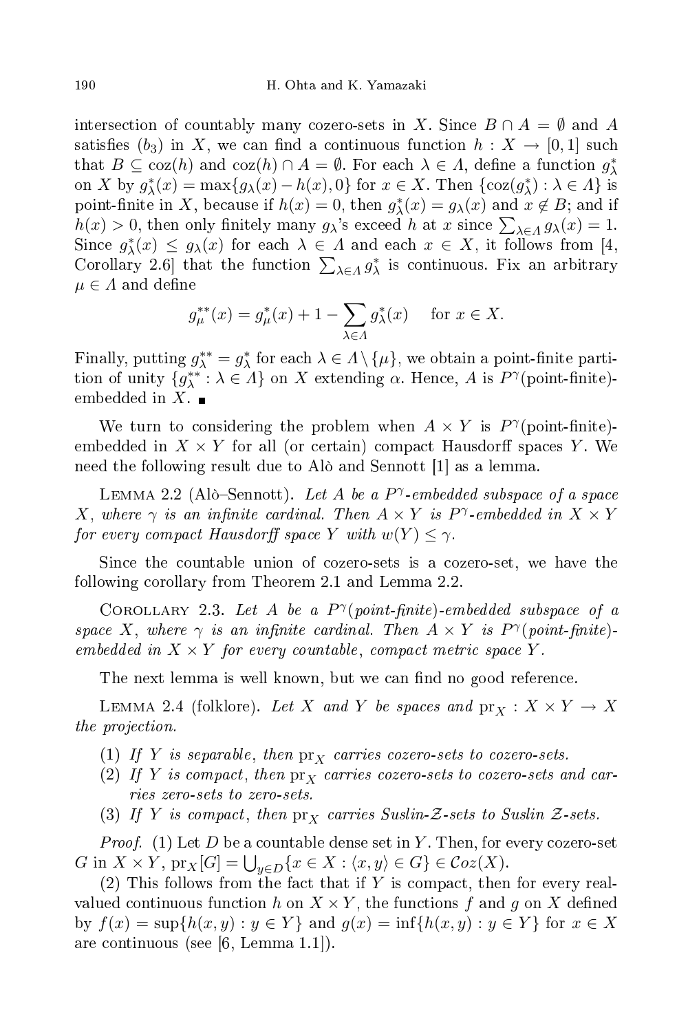intersection of countably many cozero-sets in $X$. Since $B \cap A = \emptyset$ and $A$ satisfies $(b_3)$ in $X$, we can find a continuous function $h : X \to [0,1]$ such that $B \subseteq \mathrm{coz}(h)$ and $\mathrm{coz}(h) \cap A = \emptyset$. For each $\lambda \in \Lambda$, define a function $g^*_\lambda$ on $X$ by $g^*_\lambda(x) = \max\{g_\lambda(x) - h(x), 0\}$ for $x \in X$. Then $\{\mathrm{coz}(g^*_\lambda) : \lambda \in \Lambda\}$ is point-finite in $X$, because if $h(x) = 0$, then $g^*_\lambda(x) = g_\lambda(x)$ and $x \notin B$; and if $h(x) > 0$, then only finitely many $g_\lambda$'s exceed $h$ at $x$ since $\sum_{\lambda \in \Lambda} g_\lambda(x) = 1$. Since $g^*_\lambda(x) \leq g_\lambda(x)$ for each $\lambda \in \Lambda$ and each $x \in X$, it follows from [4, Corollary 2.6] that the function $\sum_{\lambda \in \Lambda} g^*_\lambda$ is continuous. Fix an arbitrary $\mu \in \Lambda$ and define

$$g^{**}_\mu(x) = g^*_\mu(x) + 1 - \sum_{\lambda \in \Lambda} g^*_\lambda(x) \quad \text{for } x \in X.$$

Finally, putting $g^{**}_\lambda = g^*_\lambda$ for each $\lambda \in \Lambda \setminus \{\mu\}$, we obtain a point-finite partition of unity $\{g^{**}_\lambda : \lambda \in \Lambda\}$ on $X$ extending $\alpha$. Hence, $A$ is $P^\gamma$(point-finite)-embedded in $X$. ∎

We turn to considering the problem when $A \times Y$ is $P^\gamma$(point-finite)-embedded in $X \times Y$ for all (or certain) compact Hausdorff spaces $Y$. We need the following result due to Alò and Sennott [1] as a lemma.

Lemma 2.2 (Alò–Sennott). *Let $A$ be a $P^\gamma$-embedded subspace of a space $X$, where $\gamma$ is an infinite cardinal. Then $A \times Y$ is $P^\gamma$-embedded in $X \times Y$ for every compact Hausdorff space $Y$ with $w(Y) \leq \gamma$.*

Since the countable union of cozero-sets is a cozero-set, we have the following corollary from Theorem 2.1 and Lemma 2.2.

Corollary 2.3. *Let $A$ be a $P^\gamma$(point-finite)-embedded subspace of a space $X$, where $\gamma$ is an infinite cardinal. Then $A \times Y$ is $P^\gamma$(point-finite)-embedded in $X \times Y$ for every countable, compact metric space $Y$.*

The next lemma is well known, but we can find no good reference.

Lemma 2.4 (folklore). *Let $X$ and $Y$ be spaces and $\mathrm{pr}_X : X \times Y \to X$ the projection.*

1. *If $Y$ is separable, then $\mathrm{pr}_X$ carries cozero-sets to cozero-sets.*
2. *If $Y$ is compact, then $\mathrm{pr}_X$ carries cozero-sets to cozero-sets and carries zero-sets to zero-sets.*
3. *If $Y$ is compact, then $\mathrm{pr}_X$ carries Suslin-$\mathcal{Z}$-sets to Suslin $\mathcal{Z}$-sets.*

*Proof.* (1) Let $D$ be a countable dense set in $Y$. Then, for every cozero-set $G$ in $X \times Y$, $\mathrm{pr}_X[G] = \bigcup_{y \in D} \{x \in X : \langle x, y\rangle \in G\} \in \mathcal{C}oz(X)$.

(2) This follows from the fact that if $Y$ is compact, then for every real-valued continuous function $h$ on $X \times Y$, the functions $f$ and $g$ on $X$ defined by $f(x) = \sup\{h(x,y) : y \in Y\}$ and $g(x) = \inf\{h(x,y) : y \in Y\}$ for $x \in X$ are continuous (see [6, Lemma 1.1]).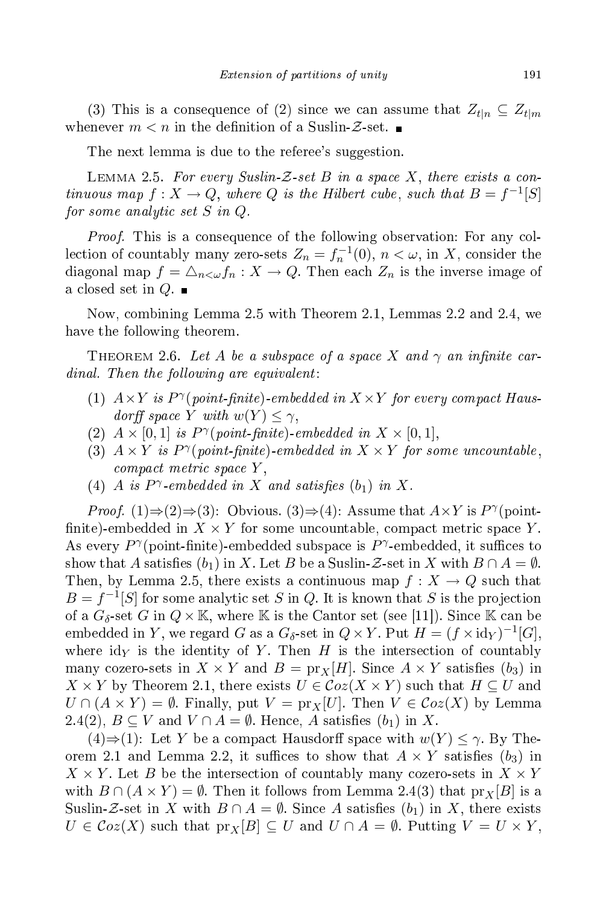(3) This is a consequence of (2) since we can assume that $Z_{t|n} \subseteq Z_{t|m}$ whenever $m < n$ in the definition of a Suslin-$\mathcal{Z}$-set. ■

The next lemma is due to the referee's suggestion.

Lemma 2.5. *For every Suslin-$\mathcal{Z}$-set $B$ in a space $X$, there exists a continuous map $f : X \to Q$, where $Q$ is the Hilbert cube, such that $B = f^{-1}[S]$ for some analytic set $S$ in $Q$.*

*Proof.* This is a consequence of the following observation: For any collection of countably many zero-sets $Z_n = f_n^{-1}(0)$, $n < \omega$, in $X$, consider the diagonal map $f = \triangle_{n<\omega} f_n : X \to Q$. Then each $Z_n$ is the inverse image of a closed set in $Q$. ■

Now, combining Lemma 2.5 with Theorem 2.1, Lemmas 2.2 and 2.4, we have the following theorem.

Theorem 2.6. *Let $A$ be a subspace of a space $X$ and $\gamma$ an infinite cardinal. Then the following are equivalent*:

1. *$A \times Y$ is $P^\gamma$(point-finite)-embedded in $X \times Y$ for every compact Hausdorff space $Y$ with $w(Y) \le \gamma$,*
2. *$A \times [0,1]$ is $P^\gamma$(point-finite)-embedded in $X \times [0,1]$,*
3. *$A \times Y$ is $P^\gamma$(point-finite)-embedded in $X \times Y$ for some uncountable, compact metric space $Y$,*
4. *$A$ is $P^\gamma$-embedded in $X$ and satisfies $(b_1)$ in $X$.*

*Proof.* (1)$\Rightarrow$(2)$\Rightarrow$(3): Obvious. (3)$\Rightarrow$(4): Assume that $A \times Y$ is $P^\gamma$(point-finite)-embedded in $X \times Y$ for some uncountable, compact metric space $Y$. As every $P^\gamma$(point-finite)-embedded subspace is $P^\gamma$-embedded, it suffices to show that $A$ satisfies $(b_1)$ in $X$. Let $B$ be a Suslin-$\mathcal{Z}$-set in $X$ with $B \cap A = \emptyset$. Then, by Lemma 2.5, there exists a continuous map $f : X \to Q$ such that $B = f^{-1}[S]$ for some analytic set $S$ in $Q$. It is known that $S$ is the projection of a $G_\delta$-set $G$ in $Q \times \mathbb{K}$, where $\mathbb{K}$ is the Cantor set (see [11]). Since $\mathbb{K}$ can be embedded in $Y$, we regard $G$ as a $G_\delta$-set in $Q \times Y$. Put $H = (f \times \mathrm{id}_Y)^{-1}[G]$, where $\mathrm{id}_Y$ is the identity of $Y$. Then $H$ is the intersection of countably many cozero-sets in $X \times Y$ and $B = \mathrm{pr}_X[H]$. Since $A \times Y$ satisfies $(b_3)$ in $X \times Y$ by Theorem 2.1, there exists $U \in \mathcal{C}oz(X \times Y)$ such that $H \subseteq U$ and $U \cap (A \times Y) = \emptyset$. Finally, put $V = \mathrm{pr}_X[U]$. Then $V \in \mathcal{C}oz(X)$ by Lemma 2.4(2), $B \subseteq V$ and $V \cap A = \emptyset$. Hence, $A$ satisfies $(b_1)$ in $X$.

(4)$\Rightarrow$(1): Let $Y$ be a compact Hausdorff space with $w(Y) \le \gamma$. By Theorem 2.1 and Lemma 2.2, it suffices to show that $A \times Y$ satisfies $(b_3)$ in $X \times Y$. Let $B$ be the intersection of countably many cozero-sets in $X \times Y$ with $B \cap (A \times Y) = \emptyset$. Then it follows from Lemma 2.4(3) that $\mathrm{pr}_X[B]$ is a Suslin-$\mathcal{Z}$-set in $X$ with $B \cap A = \emptyset$. Since $A$ satisfies $(b_1)$ in $X$, there exists $U \in \mathcal{C}oz(X)$ such that $\mathrm{pr}_X[B] \subseteq U$ and $U \cap A = \emptyset$. Putting $V = U \times Y$,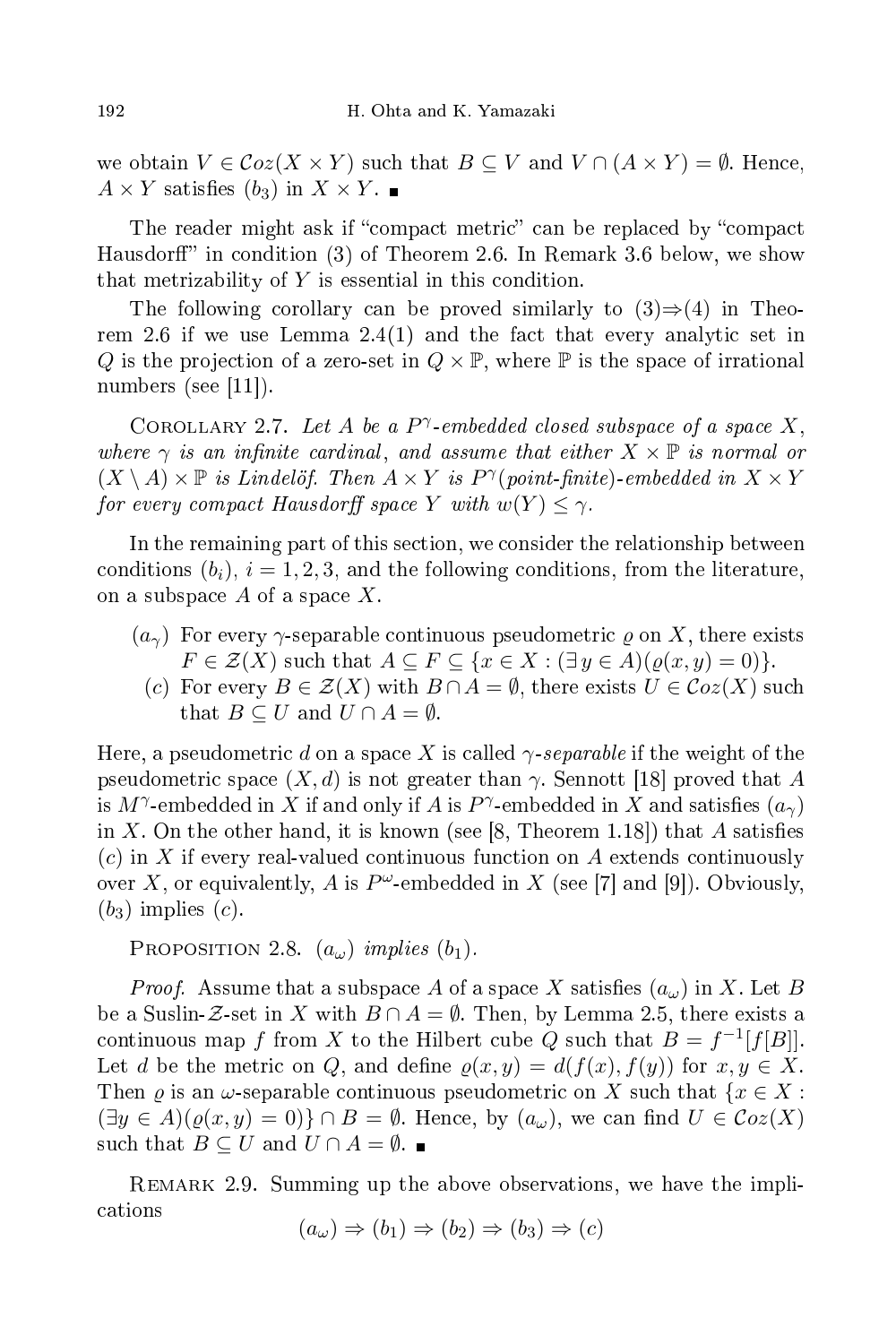we obtain $V \in \mathcal{C}oz(X \times Y)$ such that $B \subseteq V$ and $V \cap (A \times Y) = \emptyset$. Hence, $A \times Y$ satisfies $(b_3)$ in $X \times Y$. ∎

The reader might ask if "compact metric" can be replaced by "compact Hausdorff" in condition (3) of Theorem 2.6. In Remark 3.6 below, we show that metrizability of $Y$ is essential in this condition.

The following corollary can be proved similarly to (3)⇒(4) in Theorem 2.6 if we use Lemma 2.4(1) and the fact that every analytic set in $Q$ is the projection of a zero-set in $Q \times \mathbb{P}$, where $\mathbb{P}$ is the space of irrational numbers (see [11]).

COROLLARY 2.7. *Let $A$ be a $P^\gamma$-embedded closed subspace of a space $X$, where $\gamma$ is an infinite cardinal, and assume that either $X \times \mathbb{P}$ is normal or $(X \setminus A) \times \mathbb{P}$ is Lindelöf. Then $A \times Y$ is $P^\gamma$(point-finite)-embedded in $X \times Y$ for every compact Hausdorff space $Y$ with $w(Y) \leq \gamma$.*

In the remaining part of this section, we consider the relationship between conditions $(b_i)$, $i = 1, 2, 3$, and the following conditions, from the literature, on a subspace $A$ of a space $X$.

- $(a_\gamma)$ For every $\gamma$-separable continuous pseudometric $\varrho$ on $X$, there exists $F \in \mathcal{Z}(X)$ such that $A \subseteq F \subseteq \{x \in X : (\exists\, y \in A)(\varrho(x, y) = 0)\}$.
- $(c)$ For every $B \in \mathcal{Z}(X)$ with $B \cap A = \emptyset$, there exists $U \in \mathcal{C}oz(X)$ such that $B \subseteq U$ and $U \cap A = \emptyset$.

Here, a pseudometric $d$ on a space $X$ is called *$\gamma$-separable* if the weight of the pseudometric space $(X, d)$ is not greater than $\gamma$. Sennott [18] proved that $A$ is $M^\gamma$-embedded in $X$ if and only if $A$ is $P^\gamma$-embedded in $X$ and satisfies $(a_\gamma)$ in $X$. On the other hand, it is known (see [8, Theorem 1.18]) that $A$ satisfies $(c)$ in $X$ if every real-valued continuous function on $A$ extends continuously over $X$, or equivalently, $A$ is $P^\omega$-embedded in $X$ (see [7] and [9]). Obviously, $(b_3)$ implies $(c)$.

PROPOSITION 2.8. *$(a_\omega)$ implies $(b_1)$.*

*Proof.* Assume that a subspace $A$ of a space $X$ satisfies $(a_\omega)$ in $X$. Let $B$ be a Suslin-$\mathcal{Z}$-set in $X$ with $B \cap A = \emptyset$. Then, by Lemma 2.5, there exists a continuous map $f$ from $X$ to the Hilbert cube $Q$ such that $B = f^{-1}[f[B]]$. Let $d$ be the metric on $Q$, and define $\varrho(x, y) = d(f(x), f(y))$ for $x, y \in X$. Then $\varrho$ is an $\omega$-separable continuous pseudometric on $X$ such that $\{x \in X : (\exists y \in A)(\varrho(x, y) = 0)\} \cap B = \emptyset$. Hence, by $(a_\omega)$, we can find $U \in \mathcal{C}oz(X)$ such that $B \subseteq U$ and $U \cap A = \emptyset$. ∎

REMARK 2.9. Summing up the above observations, we have the implications

$$(a_\omega) \Rightarrow (b_1) \Rightarrow (b_2) \Rightarrow (b_3) \Rightarrow (c)$$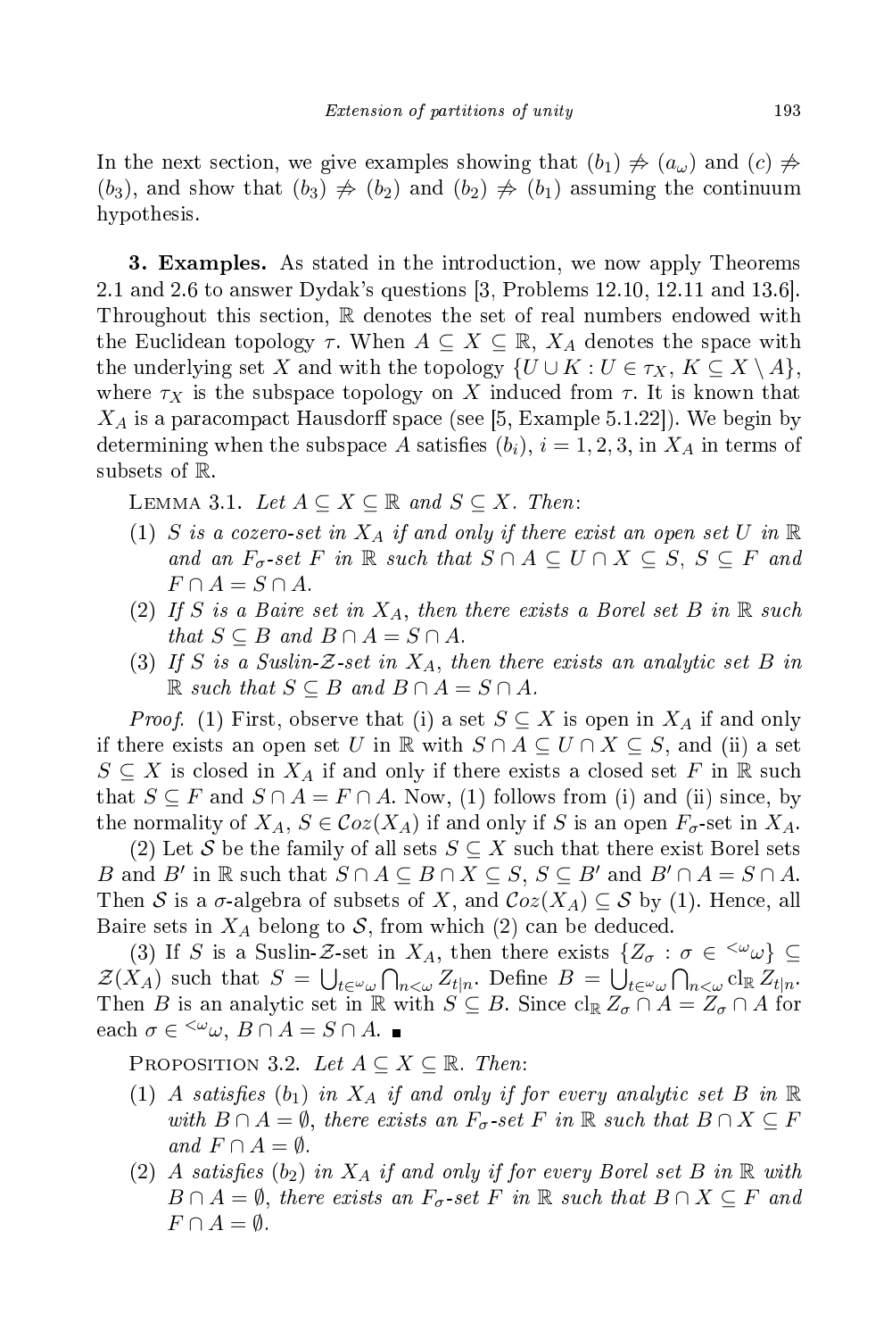In the next section, we give examples showing that $(b_1) \not\Rightarrow (a_\omega)$ and $(c) \not\Rightarrow (b_3)$, and show that $(b_3) \not\Rightarrow (b_2)$ and $(b_2) \not\Rightarrow (b_1)$ assuming the continuum hypothesis.

**3. Examples.** As stated in the introduction, we now apply Theorems 2.1 and 2.6 to answer Dydak's questions [3, Problems 12.10, 12.11 and 13.6]. Throughout this section, $\mathbb{R}$ denotes the set of real numbers endowed with the Euclidean topology $\tau$. When $A \subseteq X \subseteq \mathbb{R}$, $X_A$ denotes the space with the underlying set $X$ and with the topology $\{U \cup K : U \in \tau_X,\ K \subseteq X \setminus A\}$, where $\tau_X$ is the subspace topology on $X$ induced from $\tau$. It is known that $X_A$ is a paracompact Hausdorff space (see [5, Example 5.1.22]). We begin by determining when the subspace $A$ satisfies $(b_i)$, $i = 1, 2, 3$, in $X_A$ in terms of subsets of $\mathbb{R}$.

Lemma 3.1. *Let $A \subseteq X \subseteq \mathbb{R}$ and $S \subseteq X$. Then:*

1. *$S$ is a cozero-set in $X_A$ if and only if there exist an open set $U$ in $\mathbb{R}$ and an $F_\sigma$-set $F$ in $\mathbb{R}$ such that $S \cap A \subseteq U \cap X \subseteq S$, $S \subseteq F$ and $F \cap A = S \cap A$.*
2. *If $S$ is a Baire set in $X_A$, then there exists a Borel set $B$ in $\mathbb{R}$ such that $S \subseteq B$ and $B \cap A = S \cap A$.*
3. *If $S$ is a Suslin-$\mathcal{Z}$-set in $X_A$, then there exists an analytic set $B$ in $\mathbb{R}$ such that $S \subseteq B$ and $B \cap A = S \cap A$.*

*Proof.* (1) First, observe that (i) a set $S \subseteq X$ is open in $X_A$ if and only if there exists an open set $U$ in $\mathbb{R}$ with $S \cap A \subseteq U \cap X \subseteq S$, and (ii) a set $S \subseteq X$ is closed in $X_A$ if and only if there exists a closed set $F$ in $\mathbb{R}$ such that $S \subseteq F$ and $S \cap A = F \cap A$. Now, (1) follows from (i) and (ii) since, by the normality of $X_A$, $S \in \mathcal{C}oz(X_A)$ if and only if $S$ is an open $F_\sigma$-set in $X_A$.

(2) Let $\mathcal{S}$ be the family of all sets $S \subseteq X$ such that there exist Borel sets $B$ and $B'$ in $\mathbb{R}$ such that $S \cap A \subseteq B \cap X \subseteq S$, $S \subseteq B'$ and $B' \cap A = S \cap A$. Then $\mathcal{S}$ is a $\sigma$-algebra of subsets of $X$, and $\mathcal{C}oz(X_A) \subseteq \mathcal{S}$ by (1). Hence, all Baire sets in $X_A$ belong to $\mathcal{S}$, from which (2) can be deduced.

(3) If $S$ is a Suslin-$\mathcal{Z}$-set in $X_A$, then there exists $\{Z_\sigma : \sigma \in {}^{<\omega}\omega\} \subseteq \mathcal{Z}(X_A)$ such that $S = \bigcup_{t \in {}^\omega\omega} \bigcap_{n<\omega} Z_{t|n}$. Define $B = \bigcup_{t \in {}^\omega\omega} \bigcap_{n<\omega} \mathrm{cl}_{\mathbb{R}} Z_{t|n}$. Then $B$ is an analytic set in $\mathbb{R}$ with $S \subseteq B$. Since $\mathrm{cl}_{\mathbb{R}} Z_\sigma \cap A = Z_\sigma \cap A$ for each $\sigma \in {}^{<\omega}\omega$, $B \cap A = S \cap A$. ∎

Proposition 3.2. *Let $A \subseteq X \subseteq \mathbb{R}$. Then:*

1. *$A$ satisfies $(b_1)$ in $X_A$ if and only if for every analytic set $B$ in $\mathbb{R}$ with $B \cap A = \emptyset$, there exists an $F_\sigma$-set $F$ in $\mathbb{R}$ such that $B \cap X \subseteq F$ and $F \cap A = \emptyset$.*
2. *$A$ satisfies $(b_2)$ in $X_A$ if and only if for every Borel set $B$ in $\mathbb{R}$ with $B \cap A = \emptyset$, there exists an $F_\sigma$-set $F$ in $\mathbb{R}$ such that $B \cap X \subseteq F$ and $F \cap A = \emptyset$.*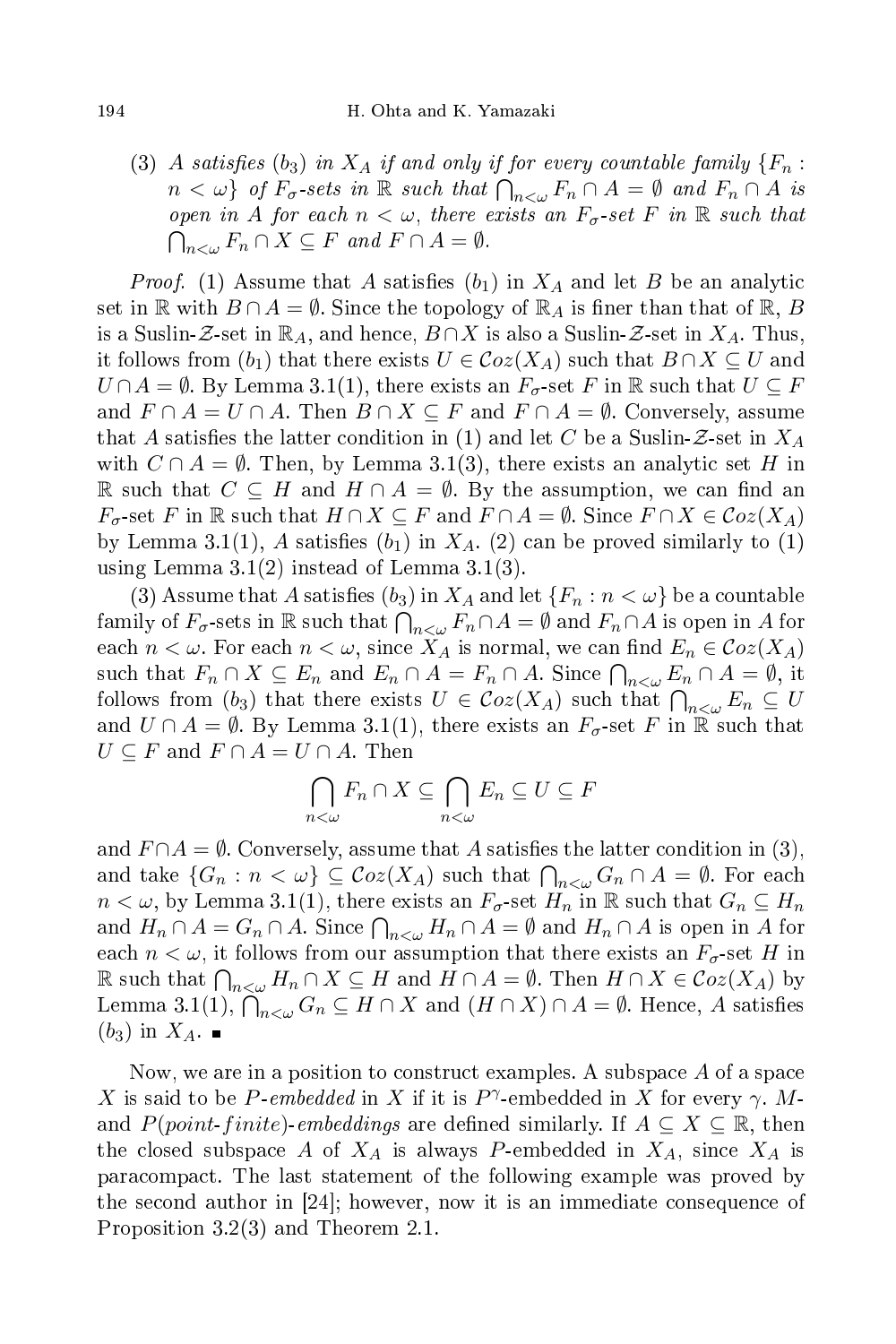(3) *$A$ satisfies $(b_3)$ in $X_A$ if and only if for every countable family $\{F_n : n < \omega\}$ of $F_\sigma$-sets in $\mathbb{R}$ such that $\bigcap_{n<\omega} F_n \cap A = \emptyset$ and $F_n \cap A$ is open in $A$ for each $n < \omega$, there exists an $F_\sigma$-set $F$ in $\mathbb{R}$ such that $\bigcap_{n<\omega} F_n \cap X \subseteq F$ and $F \cap A = \emptyset$.*

*Proof.* (1) Assume that $A$ satisfies $(b_1)$ in $X_A$ and let $B$ be an analytic set in $\mathbb{R}$ with $B \cap A = \emptyset$. Since the topology of $\mathbb{R}_A$ is finer than that of $\mathbb{R}$, $B$ is a Suslin-$\mathcal{Z}$-set in $\mathbb{R}_A$, and hence, $B \cap X$ is also a Suslin-$\mathcal{Z}$-set in $X_A$. Thus, it follows from $(b_1)$ that there exists $U \in \mathcal{C}oz(X_A)$ such that $B \cap X \subseteq U$ and $U \cap A = \emptyset$. By Lemma 3.1(1), there exists an $F_\sigma$-set $F$ in $\mathbb{R}$ such that $U \subseteq F$ and $F \cap A = U \cap A$. Then $B \cap X \subseteq F$ and $F \cap A = \emptyset$. Conversely, assume that $A$ satisfies the latter condition in (1) and let $C$ be a Suslin-$\mathcal{Z}$-set in $X_A$ with $C \cap A = \emptyset$. Then, by Lemma 3.1(3), there exists an analytic set $H$ in $\mathbb{R}$ such that $C \subseteq H$ and $H \cap A = \emptyset$. By the assumption, we can find an $F_\sigma$-set $F$ in $\mathbb{R}$ such that $H \cap X \subseteq F$ and $F \cap A = \emptyset$. Since $F \cap X \in \mathcal{C}oz(X_A)$ by Lemma 3.1(1), $A$ satisfies $(b_1)$ in $X_A$. (2) can be proved similarly to (1) using Lemma 3.1(2) instead of Lemma 3.1(3).

(3) Assume that $A$ satisfies $(b_3)$ in $X_A$ and let $\{F_n : n < \omega\}$ be a countable family of $F_\sigma$-sets in $\mathbb{R}$ such that $\bigcap_{n<\omega} F_n \cap A = \emptyset$ and $F_n \cap A$ is open in $A$ for each $n < \omega$. For each $n < \omega$, since $X_A$ is normal, we can find $E_n \in \mathcal{C}oz(X_A)$ such that $F_n \cap X \subseteq E_n$ and $E_n \cap A = F_n \cap A$. Since $\bigcap_{n<\omega} E_n \cap A = \emptyset$, it follows from $(b_3)$ that there exists $U \in \mathcal{C}oz(X_A)$ such that $\bigcap_{n<\omega} E_n \subseteq U$ and $U \cap A = \emptyset$. By Lemma 3.1(1), there exists an $F_\sigma$-set $F$ in $\mathbb{R}$ such that $U \subseteq F$ and $F \cap A = U \cap A$. Then

$$\bigcap_{n<\omega} F_n \cap X \subseteq \bigcap_{n<\omega} E_n \subseteq U \subseteq F$$

and $F \cap A = \emptyset$. Conversely, assume that $A$ satisfies the latter condition in (3), and take $\{G_n : n < \omega\} \subseteq \mathcal{C}oz(X_A)$ such that $\bigcap_{n<\omega} G_n \cap A = \emptyset$. For each $n < \omega$, by Lemma 3.1(1), there exists an $F_\sigma$-set $H_n$ in $\mathbb{R}$ such that $G_n \subseteq H_n$ and $H_n \cap A = G_n \cap A$. Since $\bigcap_{n<\omega} H_n \cap A = \emptyset$ and $H_n \cap A$ is open in $A$ for each $n < \omega$, it follows from our assumption that there exists an $F_\sigma$-set $H$ in $\mathbb{R}$ such that $\bigcap_{n<\omega} H_n \cap X \subseteq H$ and $H \cap A = \emptyset$. Then $H \cap X \in \mathcal{C}oz(X_A)$ by Lemma 3.1(1), $\bigcap_{n<\omega} G_n \subseteq H \cap X$ and $(H \cap X) \cap A = \emptyset$. Hence, $A$ satisfies $(b_3)$ in $X_A$. ∎

Now, we are in a position to construct examples. A subspace $A$ of a space $X$ is said to be *$P$-embedded* in $X$ if it is $P^\gamma$-embedded in $X$ for every $\gamma$. *$M$-* and *$P$(point-finite)-embeddings* are defined similarly. If $A \subseteq X \subseteq \mathbb{R}$, then the closed subspace $A$ of $X_A$ is always $P$-embedded in $X_A$, since $X_A$ is paracompact. The last statement of the following example was proved by the second author in [24]; however, now it is an immediate consequence of Proposition 3.2(3) and Theorem 2.1.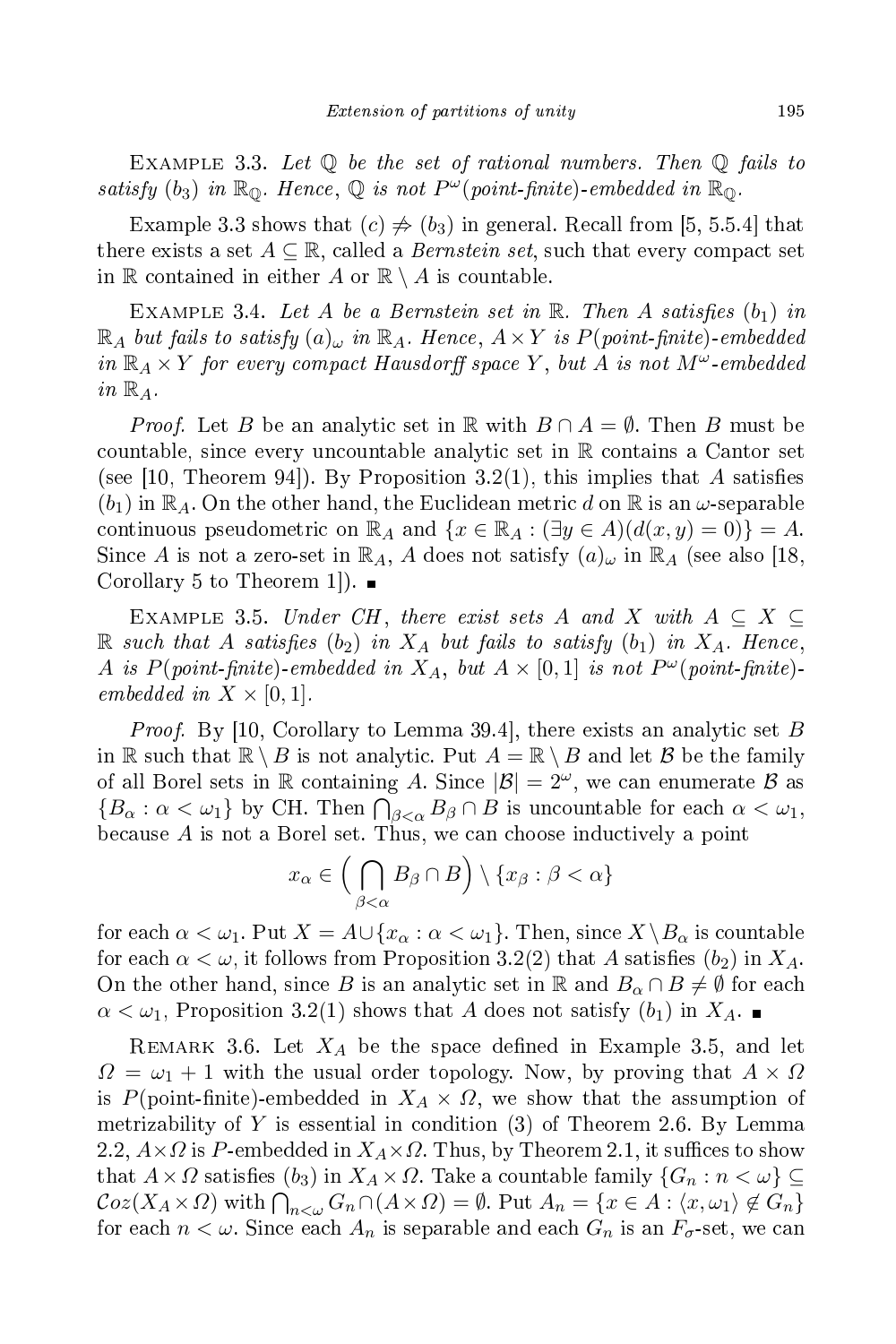Example 3.3. *Let $\mathbb{Q}$ be the set of rational numbers. Then $\mathbb{Q}$ fails to satisfy $(b_3)$ in $\mathbb{R}_{\mathbb{Q}}$. Hence, $\mathbb{Q}$ is not $P^\omega$(point-finite)-embedded in $\mathbb{R}_{\mathbb{Q}}$.*

Example 3.3 shows that $(c) \not\Rightarrow (b_3)$ in general. Recall from [5, 5.5.4] that there exists a set $A \subseteq \mathbb{R}$, called a *Bernstein set*, such that every compact set in $\mathbb{R}$ contained in either $A$ or $\mathbb{R} \setminus A$ is countable.

Example 3.4. *Let $A$ be a Bernstein set in $\mathbb{R}$. Then $A$ satisfies $(b_1)$ in $\mathbb{R}_A$ but fails to satisfy $(a)_\omega$ in $\mathbb{R}_A$. Hence, $A \times Y$ is $P$(point-finite)-embedded in $\mathbb{R}_A \times Y$ for every compact Hausdorff space $Y$, but $A$ is not $M^\omega$-embedded in $\mathbb{R}_A$.*

*Proof.* Let $B$ be an analytic set in $\mathbb{R}$ with $B \cap A = \emptyset$. Then $B$ must be countable, since every uncountable analytic set in $\mathbb{R}$ contains a Cantor set (see [10, Theorem 94]). By Proposition 3.2(1), this implies that $A$ satisfies $(b_1)$ in $\mathbb{R}_A$. On the other hand, the Euclidean metric $d$ on $\mathbb{R}$ is an $\omega$-separable continuous pseudometric on $\mathbb{R}_A$ and $\{x \in \mathbb{R}_A : (\exists y \in A)(d(x,y) = 0)\} = A$. Since $A$ is not a zero-set in $\mathbb{R}_A$, $A$ does not satisfy $(a)_\omega$ in $\mathbb{R}_A$ (see also [18, Corollary 5 to Theorem 1]). ∎

Example 3.5. *Under CH, there exist sets $A$ and $X$ with $A \subseteq X \subseteq \mathbb{R}$ such that $A$ satisfies $(b_2)$ in $X_A$ but fails to satisfy $(b_1)$ in $X_A$. Hence, $A$ is $P$(point-finite)-embedded in $X_A$, but $A \times [0,1]$ is not $P^\omega$(point-finite)-embedded in $X \times [0,1]$.*

*Proof.* By [10, Corollary to Lemma 39.4], there exists an analytic set $B$ in $\mathbb{R}$ such that $\mathbb{R} \setminus B$ is not analytic. Put $A = \mathbb{R} \setminus B$ and let $\mathcal{B}$ be the family of all Borel sets in $\mathbb{R}$ containing $A$. Since $|\mathcal{B}| = 2^\omega$, we can enumerate $\mathcal{B}$ as $\{B_\alpha : \alpha < \omega_1\}$ by CH. Then $\bigcap_{\beta<\alpha} B_\beta \cap B$ is uncountable for each $\alpha < \omega_1$, because $A$ is not a Borel set. Thus, we can choose inductively a point

$$x_\alpha \in \Big(\bigcap_{\beta<\alpha} B_\beta \cap B\Big) \setminus \{x_\beta : \beta < \alpha\}$$

for each $\alpha < \omega_1$. Put $X = A \cup \{x_\alpha : \alpha < \omega_1\}$. Then, since $X \setminus B_\alpha$ is countable for each $\alpha < \omega$, it follows from Proposition 3.2(2) that $A$ satisfies $(b_2)$ in $X_A$. On the other hand, since $B$ is an analytic set in $\mathbb{R}$ and $B_\alpha \cap B \neq \emptyset$ for each $\alpha < \omega_1$, Proposition 3.2(1) shows that $A$ does not satisfy $(b_1)$ in $X_A$. ∎

Remark 3.6. Let $X_A$ be the space defined in Example 3.5, and let $\Omega = \omega_1 + 1$ with the usual order topology. Now, by proving that $A \times \Omega$ is $P$(point-finite)-embedded in $X_A \times \Omega$, we show that the assumption of metrizability of $Y$ is essential in condition (3) of Theorem 2.6. By Lemma 2.2, $A \times \Omega$ is $P$-embedded in $X_A \times \Omega$. Thus, by Theorem 2.1, it suffices to show that $A \times \Omega$ satisfies $(b_3)$ in $X_A \times \Omega$. Take a countable family $\{G_n : n < \omega\} \subseteq \mathcal{C}oz(X_A \times \Omega)$ with $\bigcap_{n<\omega} G_n \cap (A \times \Omega) = \emptyset$. Put $A_n = \{x \in A : \langle x, \omega_1\rangle \notin G_n\}$ for each $n < \omega$. Since each $A_n$ is separable and each $G_n$ is an $F_\sigma$-set, we can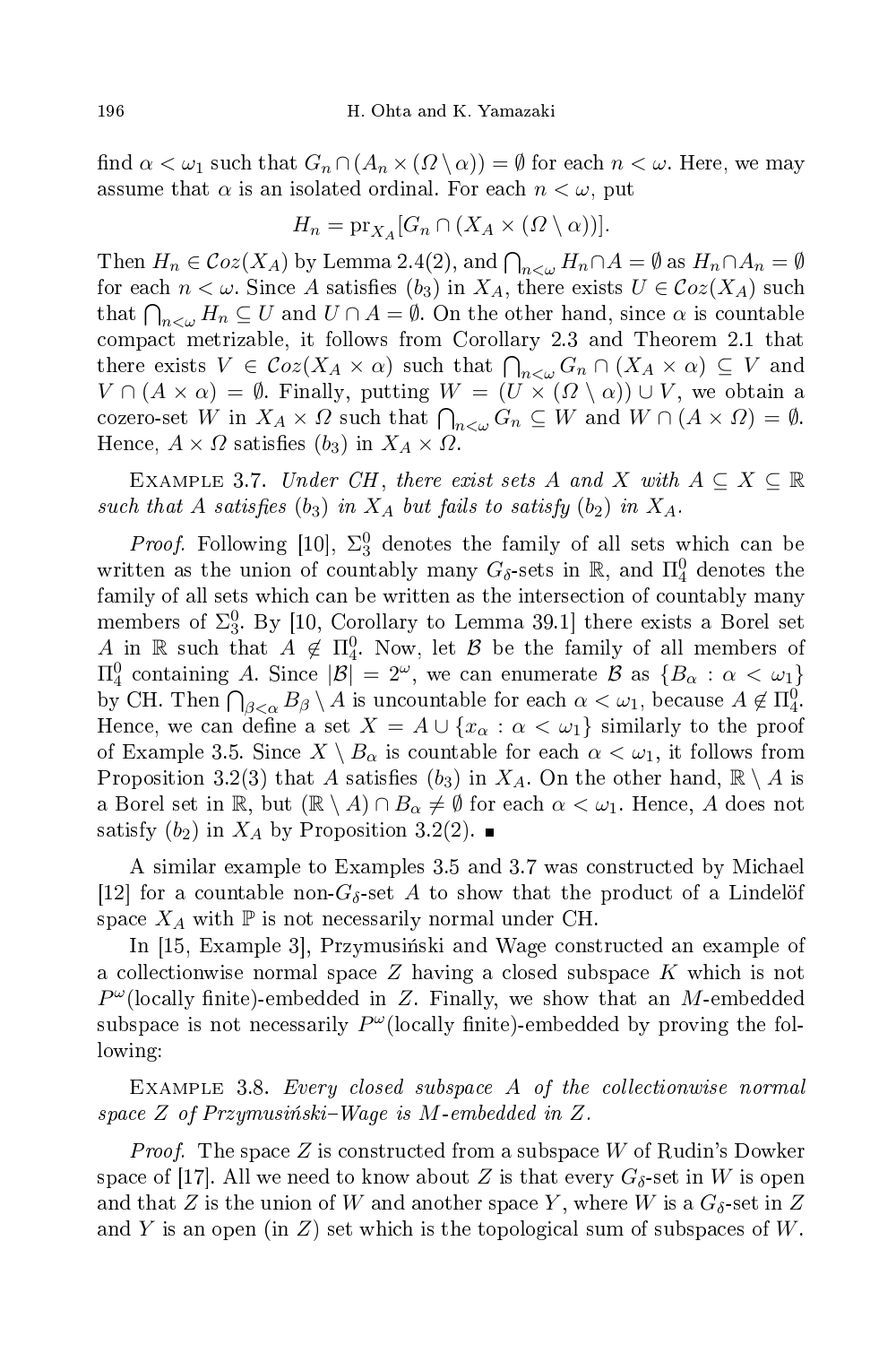find $\alpha < \omega_1$ such that $G_n \cap (A_n \times (\Omega \setminus \alpha)) = \emptyset$ for each $n < \omega$. Here, we may assume that $\alpha$ is an isolated ordinal. For each $n < \omega$, put

$$H_n = \mathrm{pr}_{X_A}[G_n \cap (X_A \times (\Omega \setminus \alpha))].$$

Then $H_n \in \mathcal{C}oz(X_A)$ by Lemma 2.4(2), and $\bigcap_{n<\omega} H_n \cap A = \emptyset$ as $H_n \cap A_n = \emptyset$ for each $n < \omega$. Since $A$ satisfies $(b_3)$ in $X_A$, there exists $U \in \mathcal{C}oz(X_A)$ such that $\bigcap_{n<\omega} H_n \subseteq U$ and $U \cap A = \emptyset$. On the other hand, since $\alpha$ is countable compact metrizable, it follows from Corollary 2.3 and Theorem 2.1 that there exists $V \in \mathcal{C}oz(X_A \times \alpha)$ such that $\bigcap_{n<\omega} G_n \cap (X_A \times \alpha) \subseteq V$ and $V \cap (A \times \alpha) = \emptyset$. Finally, putting $W = (U \times (\Omega \setminus \alpha)) \cup V$, we obtain a cozero-set $W$ in $X_A \times \Omega$ such that $\bigcap_{n<\omega} G_n \subseteq W$ and $W \cap (A \times \Omega) = \emptyset$. Hence, $A \times \Omega$ satisfies $(b_3)$ in $X_A \times \Omega$.

Example 3.7. *Under CH, there exist sets $A$ and $X$ with $A \subseteq X \subseteq \mathbb{R}$ such that $A$ satisfies $(b_3)$ in $X_A$ but fails to satisfy $(b_2)$ in $X_A$.*

*Proof.* Following [10], $\Sigma^0_3$ denotes the family of all sets which can be written as the union of countably many $G_\delta$-sets in $\mathbb{R}$, and $\Pi^0_4$ denotes the family of all sets which can be written as the intersection of countably many members of $\Sigma^0_3$. By [10, Corollary to Lemma 39.1] there exists a Borel set $A$ in $\mathbb{R}$ such that $A \notin \Pi^0_4$. Now, let $\mathcal{B}$ be the family of all members of $\Pi^0_4$ containing $A$. Since $|\mathcal{B}| = 2^\omega$, we can enumerate $\mathcal{B}$ as $\{B_\alpha : \alpha < \omega_1\}$ by CH. Then $\bigcap_{\beta<\alpha} B_\beta \setminus A$ is uncountable for each $\alpha < \omega_1$, because $A \notin \Pi^0_4$. Hence, we can define a set $X = A \cup \{x_\alpha : \alpha < \omega_1\}$ similarly to the proof of Example 3.5. Since $X \setminus B_\alpha$ is countable for each $\alpha < \omega_1$, it follows from Proposition 3.2(3) that $A$ satisfies $(b_3)$ in $X_A$. On the other hand, $\mathbb{R} \setminus A$ is a Borel set in $\mathbb{R}$, but $(\mathbb{R} \setminus A) \cap B_\alpha \neq \emptyset$ for each $\alpha < \omega_1$. Hence, $A$ does not satisfy $(b_2)$ in $X_A$ by Proposition 3.2(2). ∎

A similar example to Examples 3.5 and 3.7 was constructed by Michael [12] for a countable non-$G_\delta$-set $A$ to show that the product of a Lindelöf space $X_A$ with $\mathbb{P}$ is not necessarily normal under CH.

In [15, Example 3], Przymusiński and Wage constructed an example of a collectionwise normal space $Z$ having a closed subspace $K$ which is not $P^\omega$(locally finite)-embedded in $Z$. Finally, we show that an $M$-embedded subspace is not necessarily $P^\omega$(locally finite)-embedded by proving the following:

Example 3.8. *Every closed subspace $A$ of the collectionwise normal space $Z$ of Przymusiński–Wage is $M$-embedded in $Z$.*

*Proof.* The space $Z$ is constructed from a subspace $W$ of Rudin's Dowker space of [17]. All we need to know about $Z$ is that every $G_\delta$-set in $W$ is open and that $Z$ is the union of $W$ and another space $Y$, where $W$ is a $G_\delta$-set in $Z$ and $Y$ is an open (in $Z$) set which is the topological sum of subspaces of $W$.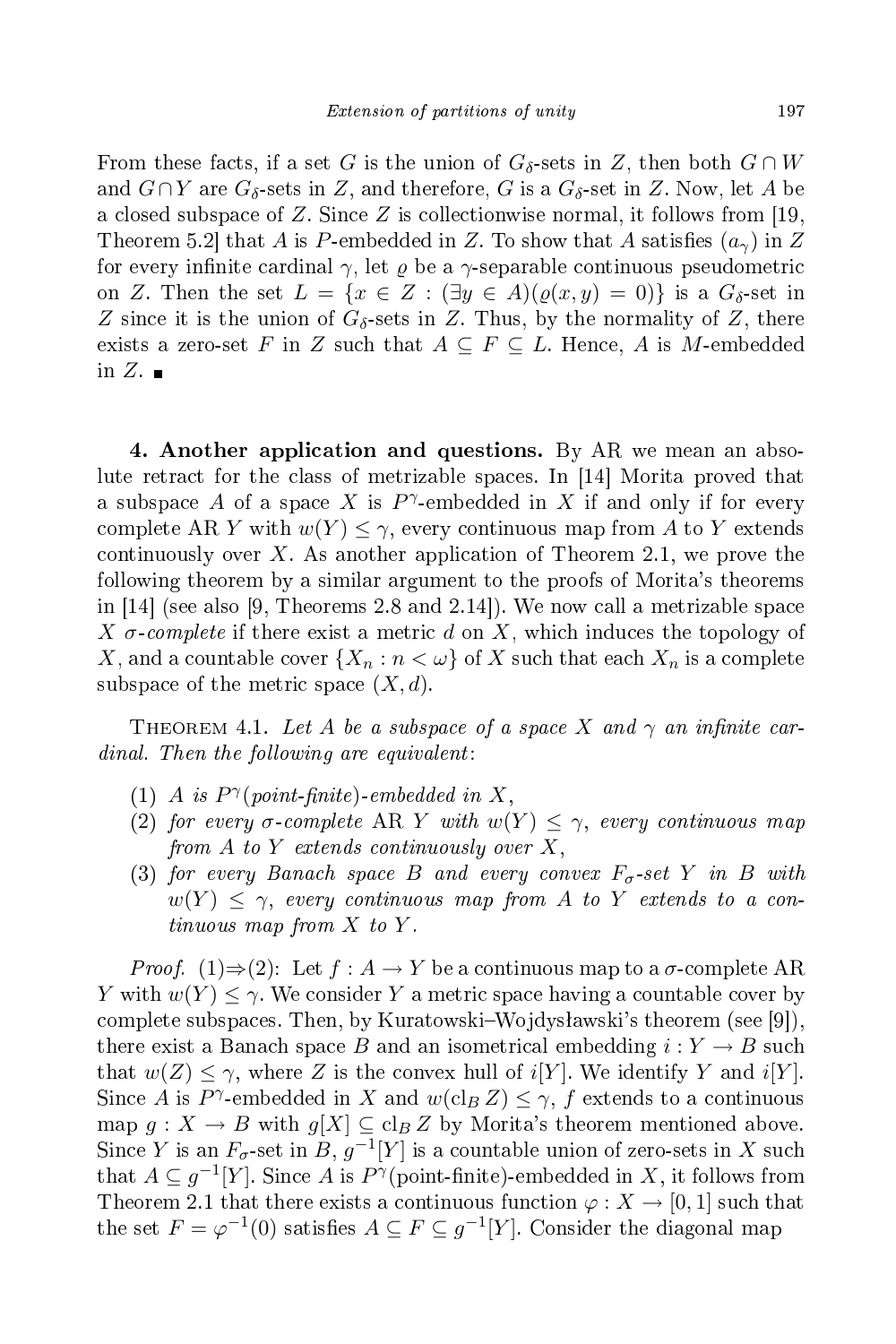From these facts, if a set $G$ is the union of $G_\delta$-sets in $Z$, then both $G \cap W$ and $G \cap Y$ are $G_\delta$-sets in $Z$, and therefore, $G$ is a $G_\delta$-set in $Z$. Now, let $A$ be a closed subspace of $Z$. Since $Z$ is collectionwise normal, it follows from [19, Theorem 5.2] that $A$ is $P$-embedded in $Z$. To show that $A$ satisfies $(a_\gamma)$ in $Z$ for every infinite cardinal $\gamma$, let $\varrho$ be a $\gamma$-separable continuous pseudometric on $Z$. Then the set $L = \{x \in Z : (\exists y \in A)(\varrho(x, y) = 0)\}$ is a $G_\delta$-set in $Z$ since it is the union of $G_\delta$-sets in $Z$. Thus, by the normality of $Z$, there exists a zero-set $F$ in $Z$ such that $A \subseteq F \subseteq L$. Hence, $A$ is $M$-embedded in $Z$. ∎

**4. Another application and questions.** By AR we mean an absolute retract for the class of metrizable spaces. In [14] Morita proved that a subspace $A$ of a space $X$ is $P^\gamma$-embedded in $X$ if and only if for every complete AR $Y$ with $w(Y) \le \gamma$, every continuous map from $A$ to $Y$ extends continuously over $X$. As another application of Theorem 2.1, we prove the following theorem by a similar argument to the proofs of Morita's theorems in [14] (see also [9, Theorems 2.8 and 2.14]). We now call a metrizable space $X$ *$\sigma$-complete* if there exist a metric $d$ on $X$, which induces the topology of $X$, and a countable cover $\{X_n : n < \omega\}$ of $X$ such that each $X_n$ is a complete subspace of the metric space $(X, d)$.

THEOREM 4.1. *Let $A$ be a subspace of a space $X$ and $\gamma$ an infinite cardinal. Then the following are equivalent*:

1. *$A$ is $P^\gamma$(point-finite)-embedded in $X$*,
2. *for every $\sigma$-complete* AR *$Y$ with $w(Y) \le \gamma$, every continuous map from $A$ to $Y$ extends continuously over $X$*,
3. *for every Banach space $B$ and every convex $F_\sigma$-set $Y$ in $B$ with $w(Y) \le \gamma$, every continuous map from $A$ to $Y$ extends to a continuous map from $X$ to $Y$.*

*Proof.* (1)⇒(2): Let $f : A \to Y$ be a continuous map to a $\sigma$-complete AR $Y$ with $w(Y) \le \gamma$. We consider $Y$ a metric space having a countable cover by complete subspaces. Then, by Kuratowski–Wojdysławski's theorem (see [9]), there exist a Banach space $B$ and an isometrical embedding $i : Y \to B$ such that $w(Z) \le \gamma$, where $Z$ is the convex hull of $i[Y]$. We identify $Y$ and $i[Y]$. Since $A$ is $P^\gamma$-embedded in $X$ and $w(\mathrm{cl}_B Z) \le \gamma$, $f$ extends to a continuous map $g : X \to B$ with $g[X] \subseteq \mathrm{cl}_B Z$ by Morita's theorem mentioned above. Since $Y$ is an $F_\sigma$-set in $B$, $g^{-1}[Y]$ is a countable union of zero-sets in $X$ such that $A \subseteq g^{-1}[Y]$. Since $A$ is $P^\gamma$(point-finite)-embedded in $X$, it follows from Theorem 2.1 that there exists a continuous function $\varphi : X \to [0, 1]$ such that the set $F = \varphi^{-1}(0)$ satisfies $A \subseteq F \subseteq g^{-1}[Y]$. Consider the diagonal map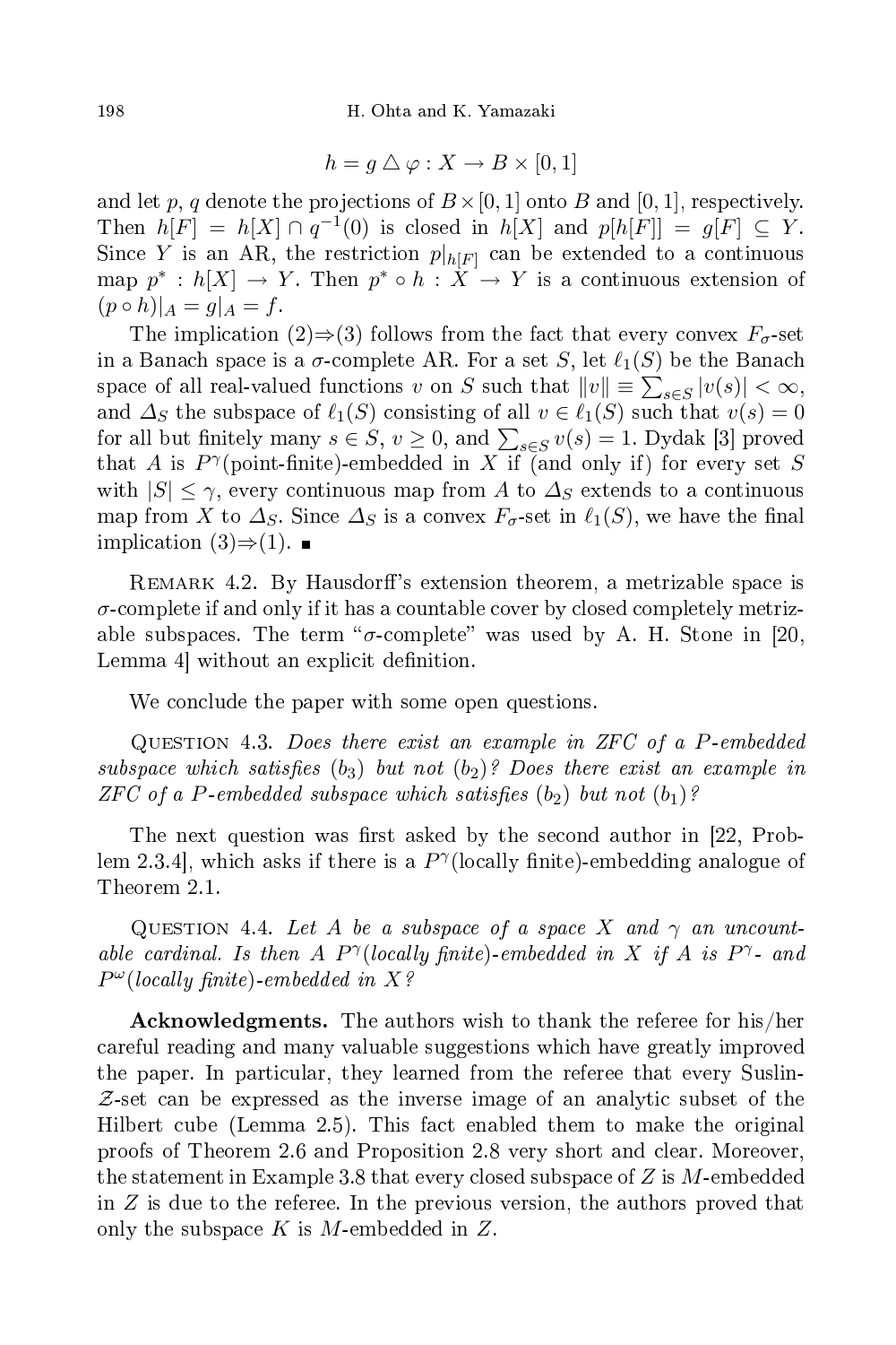$$h = g \triangle \varphi : X \to B \times [0,1]$$

and let $p$, $q$ denote the projections of $B \times [0,1]$ onto $B$ and $[0,1]$, respectively. Then $h[F] = h[X] \cap q^{-1}(0)$ is closed in $h[X]$ and $p[h[F]] = g[F] \subseteq Y$. Since $Y$ is an AR, the restriction $p|_{h[F]}$ can be extended to a continuous map $p^* : h[X] \to Y$. Then $p^* \circ h : X \to Y$ is a continuous extension of $(p \circ h)|_A = g|_A = f$.

The implication (2)⇒(3) follows from the fact that every convex $F_\sigma$-set in a Banach space is a $\sigma$-complete AR. For a set $S$, let $\ell_1(S)$ be the Banach space of all real-valued functions $v$ on $S$ such that $\|v\| \equiv \sum_{s \in S} |v(s)| < \infty$, and $\Delta_S$ the subspace of $\ell_1(S)$ consisting of all $v \in \ell_1(S)$ such that $v(s) = 0$ for all but finitely many $s \in S$, $v \geq 0$, and $\sum_{s \in S} v(s) = 1$. Dydak [3] proved that $A$ is $P^\gamma$(point-finite)-embedded in $X$ if (and only if) for every set $S$ with $|S| \leq \gamma$, every continuous map from $A$ to $\Delta_S$ extends to a continuous map from $X$ to $\Delta_S$. Since $\Delta_S$ is a convex $F_\sigma$-set in $\ell_1(S)$, we have the final implication (3)⇒(1). ∎

Remark 4.2. By Hausdorff's extension theorem, a metrizable space is $\sigma$-complete if and only if it has a countable cover by closed completely metrizable subspaces. The term "$\sigma$-complete" was used by A. H. Stone in [20, Lemma 4] without an explicit definition.

We conclude the paper with some open questions.

Question 4.3. *Does there exist an example in ZFC of a $P$-embedded subspace which satisfies* $(b_3)$ *but not* $(b_2)$*? Does there exist an example in ZFC of a $P$-embedded subspace which satisfies* $(b_2)$ *but not* $(b_1)$*?*

The next question was first asked by the second author in [22, Problem 2.3.4], which asks if there is a $P^\gamma$(locally finite)-embedding analogue of Theorem 2.1.

Question 4.4. *Let $A$ be a subspace of a space $X$ and $\gamma$ an uncountable cardinal. Is then $A$ $P^\gamma$(locally finite)-embedded in $X$ if $A$ is $P^\gamma$- and $P^\omega$(locally finite)-embedded in $X$?*

**Acknowledgments.** The authors wish to thank the referee for his/her careful reading and many valuable suggestions which have greatly improved the paper. In particular, they learned from the referee that every Suslin-$\mathcal{Z}$-set can be expressed as the inverse image of an analytic subset of the Hilbert cube (Lemma 2.5). This fact enabled them to make the original proofs of Theorem 2.6 and Proposition 2.8 very short and clear. Moreover, the statement in Example 3.8 that every closed subspace of $Z$ is $M$-embedded in $Z$ is due to the referee. In the previous version, the authors proved that only the subspace $K$ is $M$-embedded in $Z$.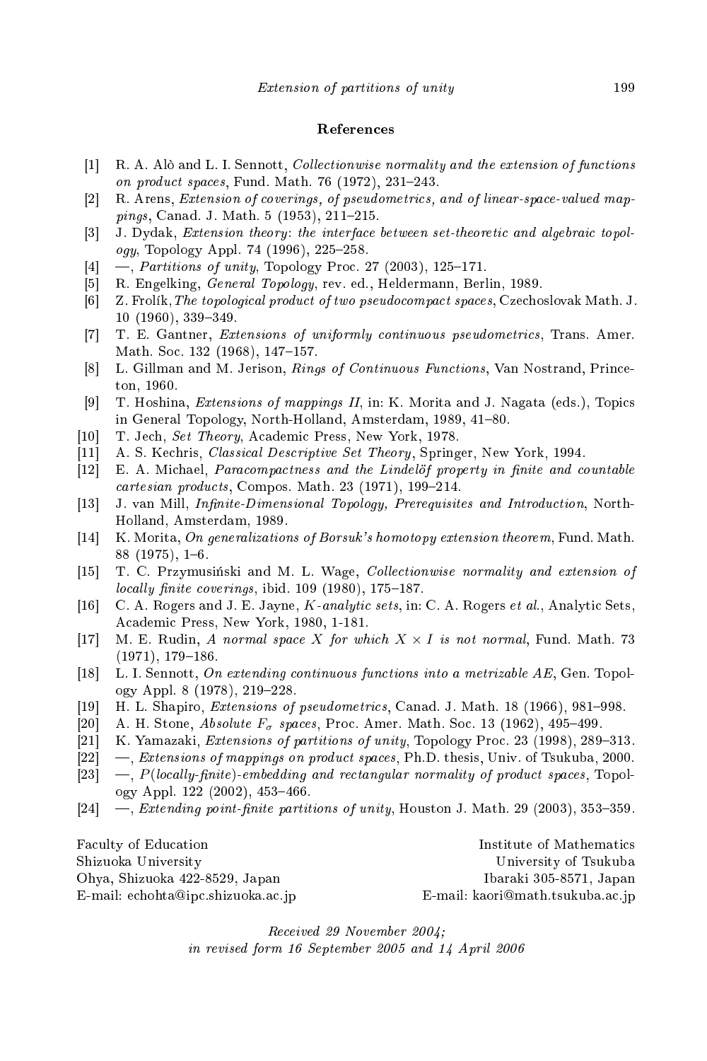## References

[1] R. A. Alò and L. I. Sennott, *Collectionwise normality and the extension of functions on product spaces*, Fund. Math. 76 (1972), 231–243.

[2] R. Arens, *Extension of coverings, of pseudometrics, and of linear-space-valued mappings*, Canad. J. Math. 5 (1953), 211–215.

[3] J. Dydak, *Extension theory: the interface between set-theoretic and algebraic topology*, Topology Appl. 74 (1996), 225–258.

[4] —, *Partitions of unity*, Topology Proc. 27 (2003), 125–171.

[5] R. Engelking, *General Topology*, rev. ed., Heldermann, Berlin, 1989.

[6] Z. Frolík, *The topological product of two pseudocompact spaces*, Czechoslovak Math. J. 10 (1960), 339–349.

[7] T. E. Gantner, *Extensions of uniformly continuous pseudometrics*, Trans. Amer. Math. Soc. 132 (1968), 147–157.

[8] L. Gillman and M. Jerison, *Rings of Continuous Functions*, Van Nostrand, Princeton, 1960.

[9] T. Hoshina, *Extensions of mappings II*, in: K. Morita and J. Nagata (eds.), Topics in General Topology, North-Holland, Amsterdam, 1989, 41–80.

[10] T. Jech, *Set Theory*, Academic Press, New York, 1978.

[11] A. S. Kechris, *Classical Descriptive Set Theory*, Springer, New York, 1994.

[12] E. A. Michael, *Paracompactness and the Lindelöf property in finite and countable cartesian products*, Compos. Math. 23 (1971), 199–214.

[13] J. van Mill, *Infinite-Dimensional Topology, Prerequisites and Introduction*, North-Holland, Amsterdam, 1989.

[14] K. Morita, *On generalizations of Borsuk's homotopy extension theorem*, Fund. Math. 88 (1975), 1–6.

[15] T. C. Przymusiński and M. L. Wage, *Collectionwise normality and extension of locally finite coverings*, ibid. 109 (1980), 175–187.

[16] C. A. Rogers and J. E. Jayne, *$K$-analytic sets*, in: C. A. Rogers *et al.*, Analytic Sets, Academic Press, New York, 1980, 1-181.

[17] M. E. Rudin, *A normal space $X$ for which $X \times I$ is not normal*, Fund. Math. 73 (1971), 179–186.

[18] L. I. Sennott, *On extending continuous functions into a metrizable AE*, Gen. Topology Appl. 8 (1978), 219–228.

[19] H. L. Shapiro, *Extensions of pseudometrics*, Canad. J. Math. 18 (1966), 981–998.

[20] A. H. Stone, *Absolute $F_\sigma$ spaces*, Proc. Amer. Math. Soc. 13 (1962), 495–499.

[21] K. Yamazaki, *Extensions of partitions of unity*, Topology Proc. 23 (1998), 289–313.

[22] —, *Extensions of mappings on product spaces*, Ph.D. thesis, Univ. of Tsukuba, 2000.

[23] —, *$P$(locally-finite)-embedding and rectangular normality of product spaces*, Topology Appl. 122 (2002), 453–466.

[24] —, *Extending point-finite partitions of unity*, Houston J. Math. 29 (2003), 353–359.

Faculty of Education
Shizuoka University
Ohya, Shizuoka 422-8529, Japan
E-mail: echohta@ipc.shizuoka.ac.jp

Institute of Mathematics
University of Tsukuba
Ibaraki 305-8571, Japan
E-mail: kaori@math.tsukuba.ac.jp

*Received 29 November 2004;*
*in revised form 16 September 2005 and 14 April 2006*